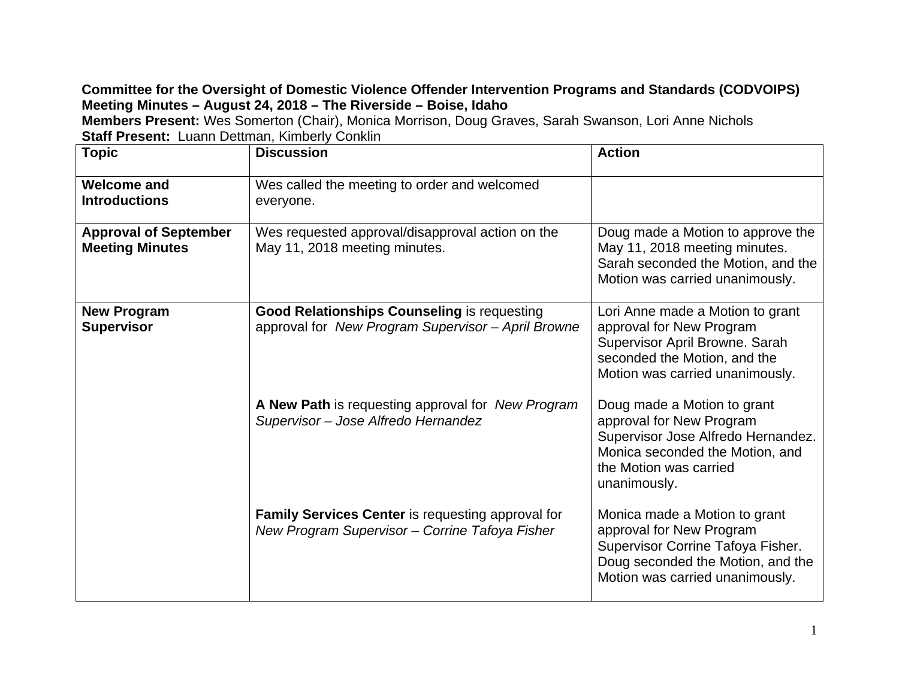**Committee for the Oversight of Domestic Violence Offender Intervention Programs and Standards (CODVOIPS)**
**Meeting Minutes – August 24, 2018 – The Riverside – Boise, Idaho**
**Members Present:** Wes Somerton (Chair), Monica Morrison, Doug Graves, Sarah Swanson, Lori Anne Nichols
**Staff Present:** Luann Dettman, Kimberly Conklin

| Topic | Discussion | Action |
|---|---|---|
| **Welcome and Introductions** | Wes called the meeting to order and welcomed everyone. | |
| **Approval of September Meeting Minutes** | Wes requested approval/disapproval action on the May 11, 2018 meeting minutes. | Doug made a Motion to approve the May 11, 2018 meeting minutes. Sarah seconded the Motion, and the Motion was carried unanimously. |
| **New Program Supervisor** | **Good Relationships Counseling** is requesting approval for *New Program Supervisor – April Browne* | Lori Anne made a Motion to grant approval for New Program Supervisor April Browne. Sarah seconded the Motion, and the Motion was carried unanimously. |
| | **A New Path** is requesting approval for *New Program Supervisor – Jose Alfredo Hernandez* | Doug made a Motion to grant approval for New Program Supervisor Jose Alfredo Hernandez. Monica seconded the Motion, and the Motion was carried unanimously. |
| | **Family Services Center** is requesting approval for *New Program Supervisor – Corrine Tafoya Fisher* | Monica made a Motion to grant approval for New Program Supervisor Corrine Tafoya Fisher. Doug seconded the Motion, and the Motion was carried unanimously. |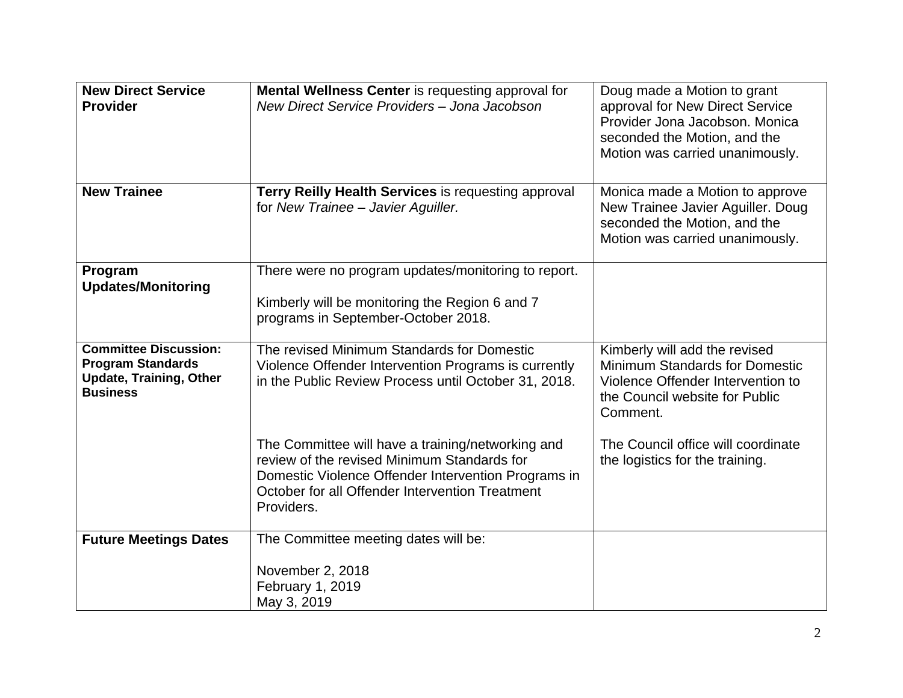| **New Direct Service Provider** | **Mental Wellness Center** is requesting approval for *New Direct Service Providers – Jona Jacobson* | Doug made a Motion to grant approval for New Direct Service Provider Jona Jacobson. Monica seconded the Motion, and the Motion was carried unanimously. |
|---|---|---|
| **New Trainee** | **Terry Reilly Health Services** is requesting approval for *New Trainee – Javier Aguiller.* | Monica made a Motion to approve New Trainee Javier Aguiller. Doug seconded the Motion, and the Motion was carried unanimously. |
| **Program Updates/Monitoring** | There were no program updates/monitoring to report.<br><br>Kimberly will be monitoring the Region 6 and 7 programs in September-October 2018. | |
| **Committee Discussion: Program Standards Update, Training, Other Business** | The revised Minimum Standards for Domestic Violence Offender Intervention Programs is currently in the Public Review Process until October 31, 2018.<br><br>The Committee will have a training/networking and review of the revised Minimum Standards for Domestic Violence Offender Intervention Programs in October for all Offender Intervention Treatment Providers. | Kimberly will add the revised Minimum Standards for Domestic Violence Offender Intervention to the Council website for Public Comment.<br><br>The Council office will coordinate the logistics for the training. |
| **Future Meetings Dates** | The Committee meeting dates will be:<br><br>November 2, 2018<br>February 1, 2019<br>May 3, 2019 | |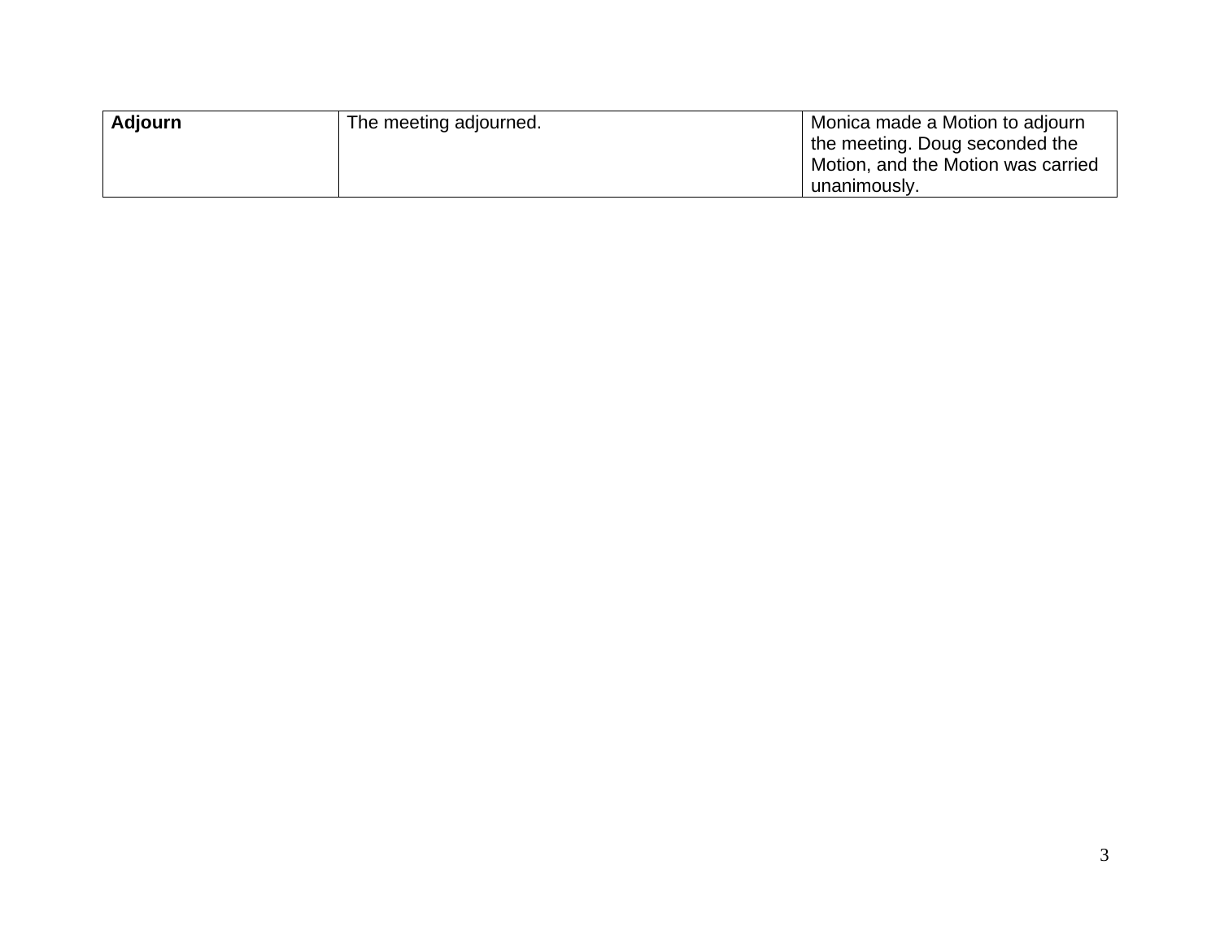| | | |
|---|---|---|
| **Adjourn** | The meeting adjourned. | Monica made a Motion to adjourn the meeting. Doug seconded the Motion, and the Motion was carried unanimously. |